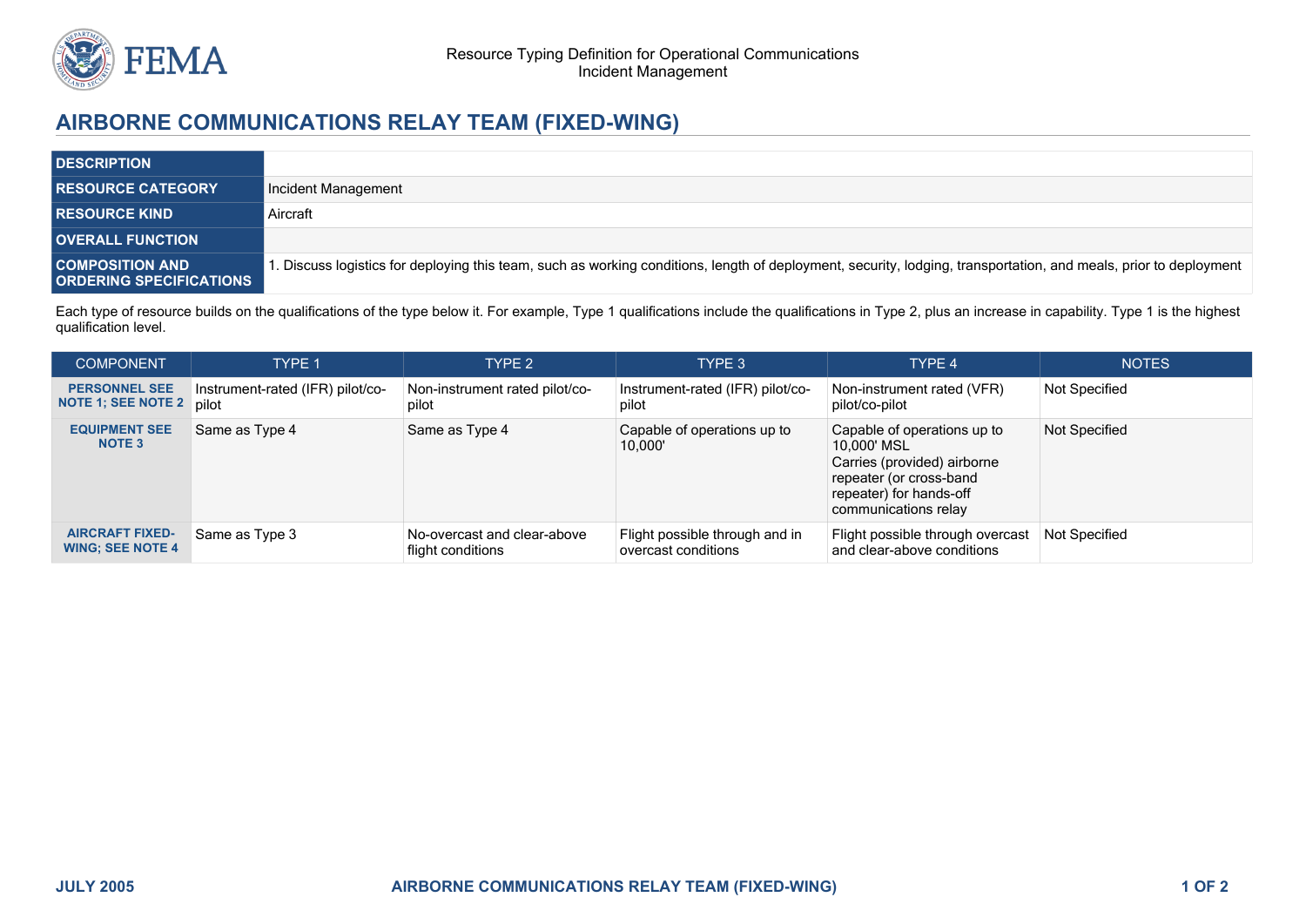Resource Typing Definition for Operational Communications
Incident Management

# AIRBORNE COMMUNICATIONS RELAY TEAM (FIXED-WING)

| | |
|---|---|
| **DESCRIPTION** | |
| **RESOURCE CATEGORY** | Incident Management |
| **RESOURCE KIND** | Aircraft |
| **OVERALL FUNCTION** | |
| **COMPOSITION AND ORDERING SPECIFICATIONS** | 1. Discuss logistics for deploying this team, such as working conditions, length of deployment, security, lodging, transportation, and meals, prior to deployment |

Each type of resource builds on the qualifications of the type below it. For example, Type 1 qualifications include the qualifications in Type 2, plus an increase in capability. Type 1 is the highest qualification level.

| COMPONENT | TYPE 1 | TYPE 2 | TYPE 3 | TYPE 4 | NOTES |
|---|---|---|---|---|---|
| **PERSONNEL SEE NOTE 1; SEE NOTE 2** | Instrument-rated (IFR) pilot/co-pilot | Non-instrument rated pilot/co-pilot | Instrument-rated (IFR) pilot/co-pilot | Non-instrument rated (VFR) pilot/co-pilot | Not Specified |
| **EQUIPMENT SEE NOTE 3** | Same as Type 4 | Same as Type 4 | Capable of operations up to 10,000' | Capable of operations up to 10,000' MSL<br>Carries (provided) airborne repeater (or cross-band repeater) for hands-off communications relay | Not Specified |
| **AIRCRAFT FIXED-WING; SEE NOTE 4** | Same as Type 3 | No-overcast and clear-above flight conditions | Flight possible through and in overcast conditions | Flight possible through overcast and clear-above conditions | Not Specified |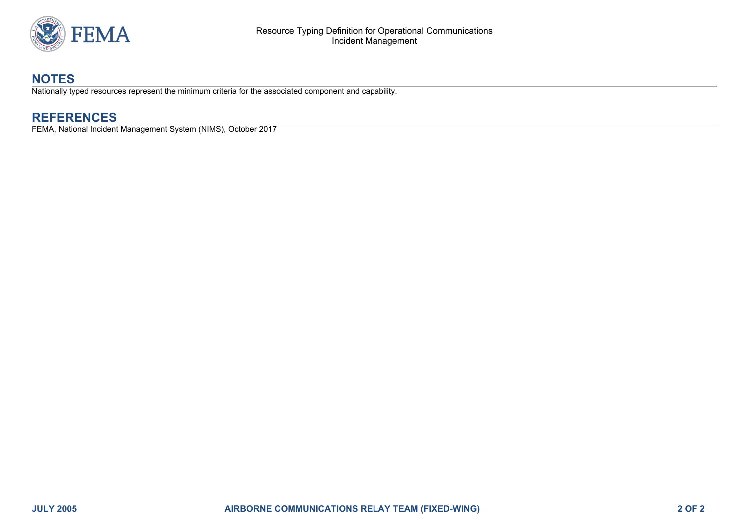## NOTES

Nationally typed resources represent the minimum criteria for the associated component and capability.

## REFERENCES

FEMA, National Incident Management System (NIMS), October 2017